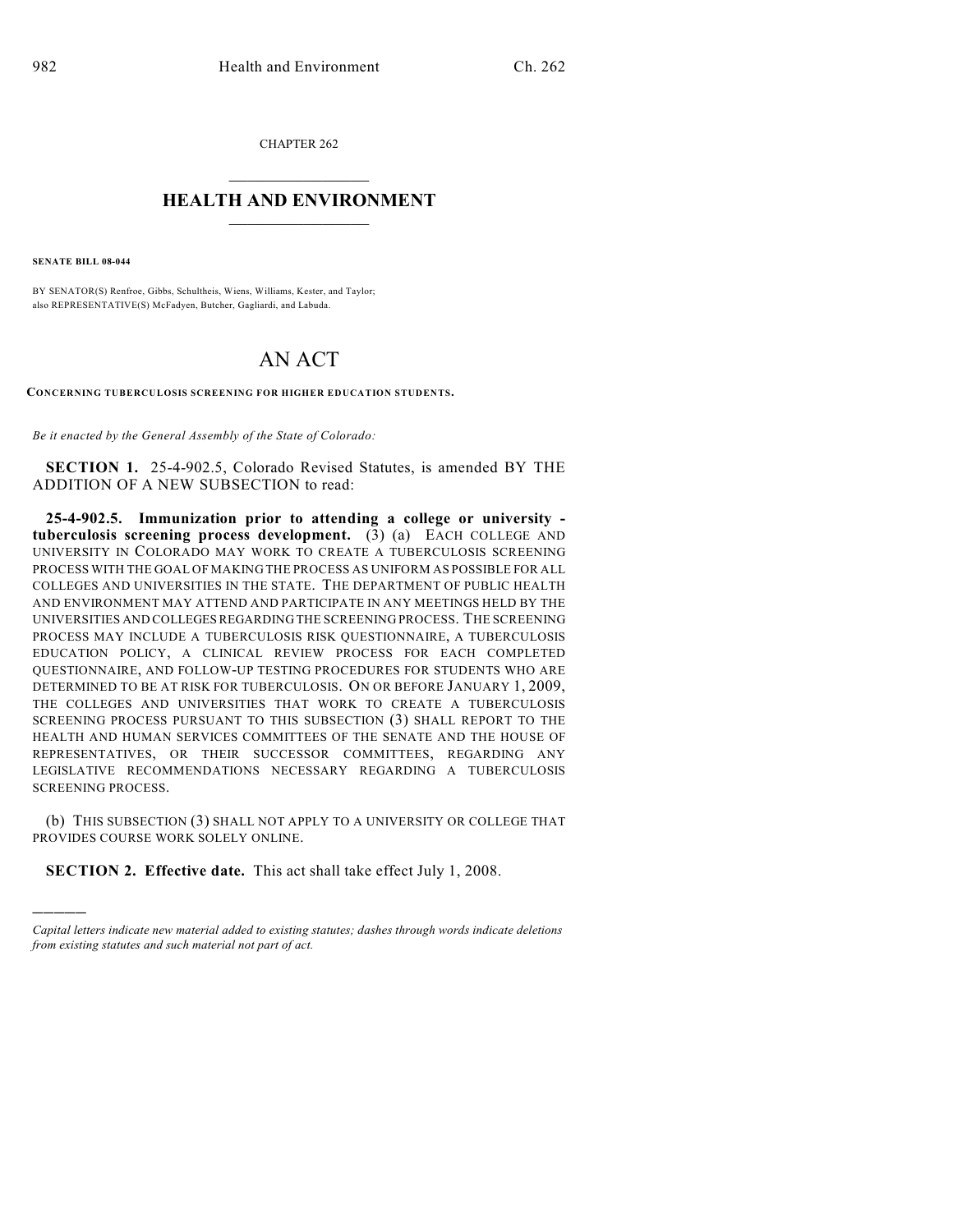CHAPTER 262

# HEALTH AND ENVIRONMENT

**SENATE BILL 08-044**

BY SENATOR(S) Renfroe, Gibbs, Schultheis, Wiens, Williams, Kester, and Taylor;
also REPRESENTATIVE(S) McFadyen, Butcher, Gagliardi, and Labuda.

# AN ACT

**CONCERNING TUBERCULOSIS SCREENING FOR HIGHER EDUCATION STUDENTS.**

*Be it enacted by the General Assembly of the State of Colorado:*

**SECTION 1.** 25-4-902.5, Colorado Revised Statutes, is amended BY THE ADDITION OF A NEW SUBSECTION to read:

**25-4-902.5. Immunization prior to attending a college or university - tuberculosis screening process development.** (3) (a) EACH COLLEGE AND UNIVERSITY IN COLORADO MAY WORK TO CREATE A TUBERCULOSIS SCREENING PROCESS WITH THE GOAL OF MAKING THE PROCESS AS UNIFORM AS POSSIBLE FOR ALL COLLEGES AND UNIVERSITIES IN THE STATE. THE DEPARTMENT OF PUBLIC HEALTH AND ENVIRONMENT MAY ATTEND AND PARTICIPATE IN ANY MEETINGS HELD BY THE UNIVERSITIES AND COLLEGES REGARDING THE SCREENING PROCESS. THE SCREENING PROCESS MAY INCLUDE A TUBERCULOSIS RISK QUESTIONNAIRE, A TUBERCULOSIS EDUCATION POLICY, A CLINICAL REVIEW PROCESS FOR EACH COMPLETED QUESTIONNAIRE, AND FOLLOW-UP TESTING PROCEDURES FOR STUDENTS WHO ARE DETERMINED TO BE AT RISK FOR TUBERCULOSIS. ON OR BEFORE JANUARY 1, 2009, THE COLLEGES AND UNIVERSITIES THAT WORK TO CREATE A TUBERCULOSIS SCREENING PROCESS PURSUANT TO THIS SUBSECTION (3) SHALL REPORT TO THE HEALTH AND HUMAN SERVICES COMMITTEES OF THE SENATE AND THE HOUSE OF REPRESENTATIVES, OR THEIR SUCCESSOR COMMITTEES, REGARDING ANY LEGISLATIVE RECOMMENDATIONS NECESSARY REGARDING A TUBERCULOSIS SCREENING PROCESS.

(b) THIS SUBSECTION (3) SHALL NOT APPLY TO A UNIVERSITY OR COLLEGE THAT PROVIDES COURSE WORK SOLELY ONLINE.

**SECTION 2. Effective date.** This act shall take effect July 1, 2008.

---

*Capital letters indicate new material added to existing statutes; dashes through words indicate deletions from existing statutes and such material not part of act.*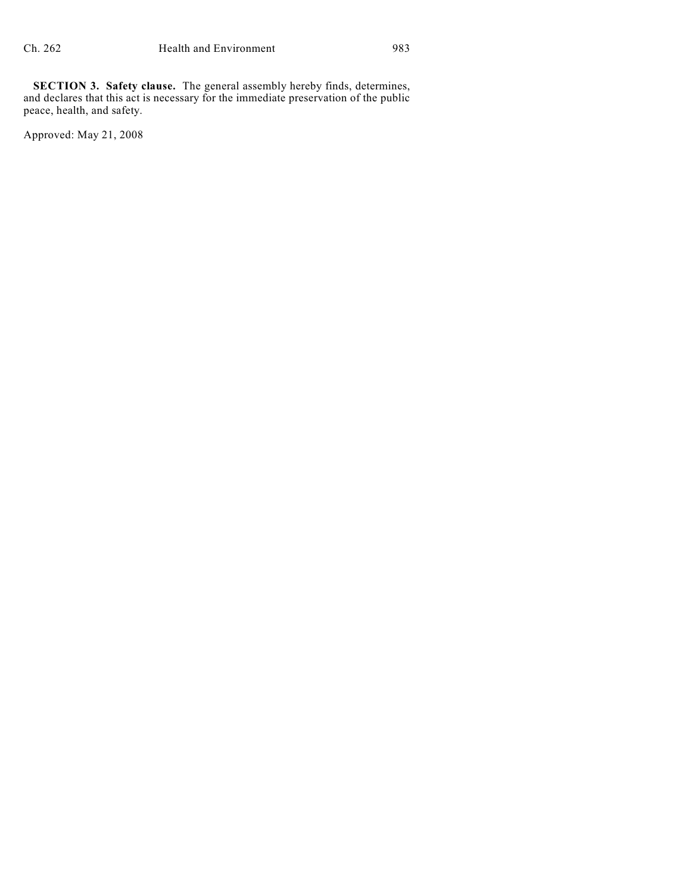**SECTION 3. Safety clause.** The general assembly hereby finds, determines, and declares that this act is necessary for the immediate preservation of the public peace, health, and safety.

Approved: May 21, 2008